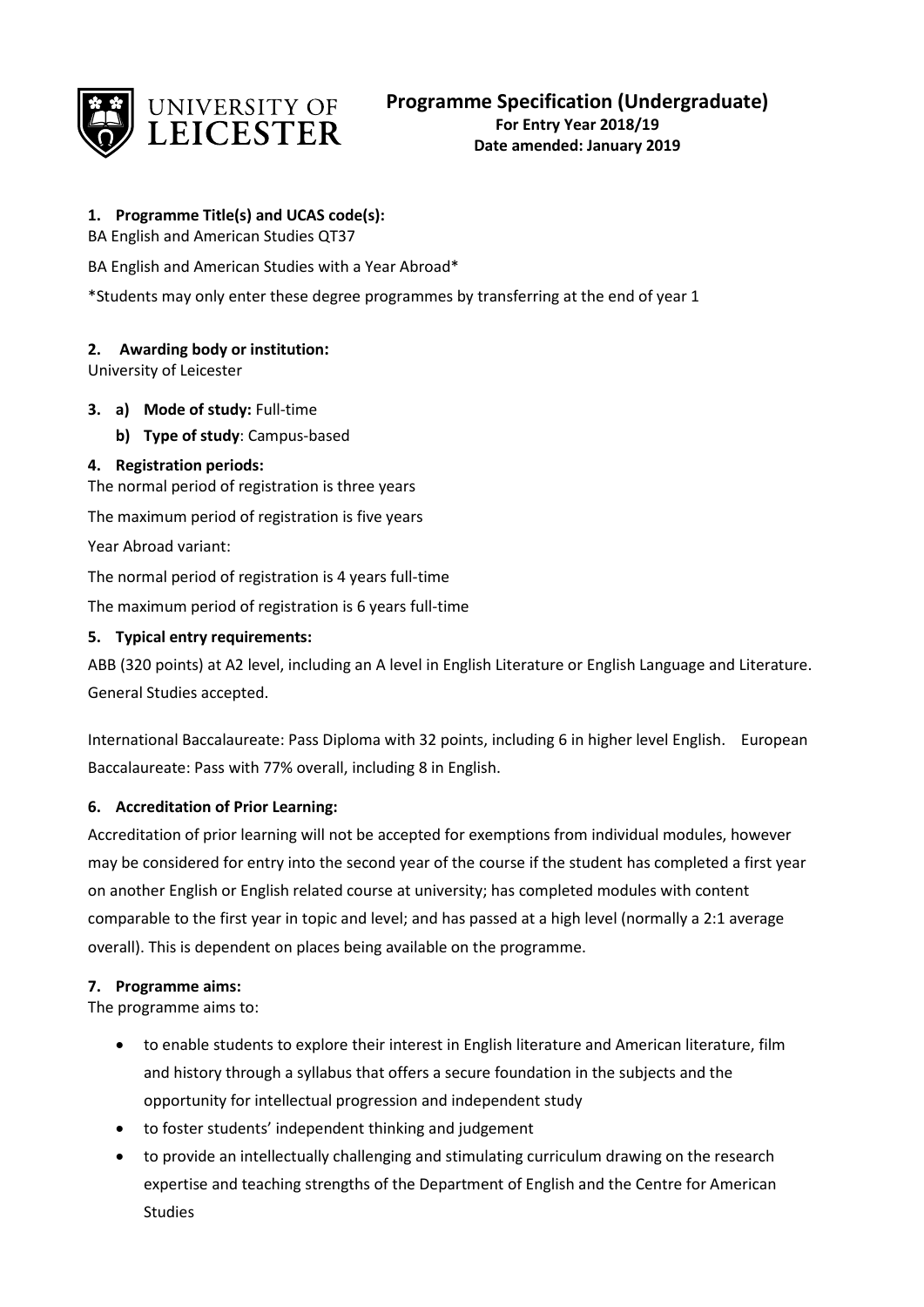# Programme Specification (Undergraduate)

**For Entry Year 2018/19**
**Date amended: January 2019**

## 1. Programme Title(s) and UCAS code(s):

BA English and American Studies QT37

BA English and American Studies with a Year Abroad*

*Students may only enter these degree programmes by transferring at the end of year 1

## 2. Awarding body or institution:

University of Leicester

## 3. a) Mode of study: Full-time

**b) Type of study**: Campus-based

## 4. Registration periods:

The normal period of registration is three years

The maximum period of registration is five years

Year Abroad variant:

The normal period of registration is 4 years full-time

The maximum period of registration is 6 years full-time

## 5. Typical entry requirements:

ABB (320 points) at A2 level, including an A level in English Literature or English Language and Literature. General Studies accepted.

International Baccalaureate: Pass Diploma with 32 points, including 6 in higher level English. European Baccalaureate: Pass with 77% overall, including 8 in English.

## 6. Accreditation of Prior Learning:

Accreditation of prior learning will not be accepted for exemptions from individual modules, however may be considered for entry into the second year of the course if the student has completed a first year on another English or English related course at university; has completed modules with content comparable to the first year in topic and level; and has passed at a high level (normally a 2:1 average overall). This is dependent on places being available on the programme.

## 7. Programme aims:

The programme aims to:

- to enable students to explore their interest in English literature and American literature, film and history through a syllabus that offers a secure foundation in the subjects and the opportunity for intellectual progression and independent study
- to foster students' independent thinking and judgement
- to provide an intellectually challenging and stimulating curriculum drawing on the research expertise and teaching strengths of the Department of English and the Centre for American Studies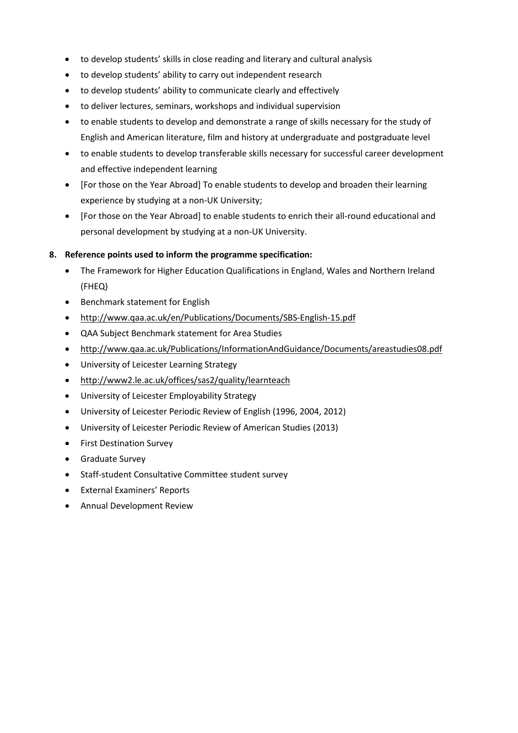- to develop students' skills in close reading and literary and cultural analysis
- to develop students' ability to carry out independent research
- to develop students' ability to communicate clearly and effectively
- to deliver lectures, seminars, workshops and individual supervision
- to enable students to develop and demonstrate a range of skills necessary for the study of English and American literature, film and history at undergraduate and postgraduate level
- to enable students to develop transferable skills necessary for successful career development and effective independent learning
- [For those on the Year Abroad] To enable students to develop and broaden their learning experience by studying at a non-UK University;
- [For those on the Year Abroad] to enable students to enrich their all-round educational and personal development by studying at a non-UK University.

**8. Reference points used to inform the programme specification:**

- The Framework for Higher Education Qualifications in England, Wales and Northern Ireland (FHEQ)
- Benchmark statement for English
- http://www.qaa.ac.uk/en/Publications/Documents/SBS-English-15.pdf
- QAA Subject Benchmark statement for Area Studies
- http://www.qaa.ac.uk/Publications/InformationAndGuidance/Documents/areastudies08.pdf
- University of Leicester Learning Strategy
- http://www2.le.ac.uk/offices/sas2/quality/learnteach
- University of Leicester Employability Strategy
- University of Leicester Periodic Review of English (1996, 2004, 2012)
- University of Leicester Periodic Review of American Studies (2013)
- First Destination Survey
- Graduate Survey
- Staff-student Consultative Committee student survey
- External Examiners' Reports
- Annual Development Review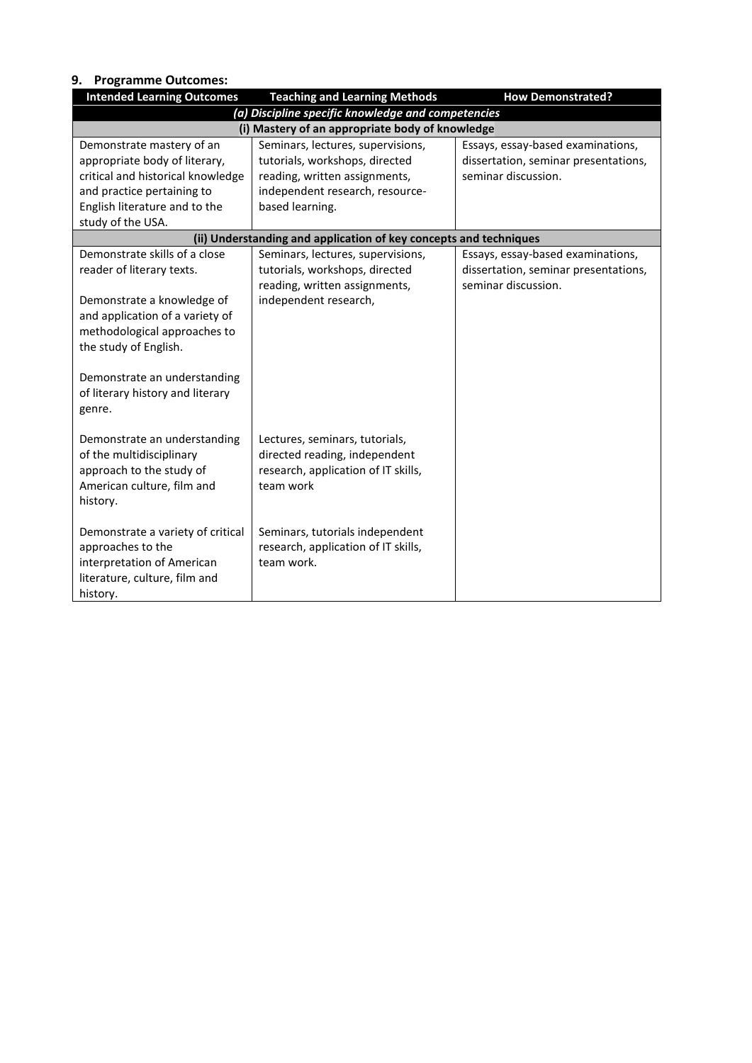## 9. Programme Outcomes:

| Intended Learning Outcomes | Teaching and Learning Methods | How Demonstrated? |
|---|---|---|
| ***(a) Discipline specific knowledge and competencies*** | | |
| **(i) Mastery of an appropriate body of knowledge** | | |
| Demonstrate mastery of an appropriate body of literary, critical and historical knowledge and practice pertaining to English literature and to the study of the USA. | Seminars, lectures, supervisions, tutorials, workshops, directed reading, written assignments, independent research, resource-based learning. | Essays, essay-based examinations, dissertation, seminar presentations, seminar discussion. |
| **(ii) Understanding and application of key concepts and techniques** | | |
| Demonstrate skills of a close reader of literary texts.<br><br>Demonstrate a knowledge of and application of a variety of methodological approaches to the study of English.<br><br>Demonstrate an understanding of literary history and literary genre. | Seminars, lectures, supervisions, tutorials, workshops, directed reading, written assignments, independent research, | Essays, essay-based examinations, dissertation, seminar presentations, seminar discussion. |
| Demonstrate an understanding of the multidisciplinary approach to the study of American culture, film and history. | Lectures, seminars, tutorials, directed reading, independent research, application of IT skills, team work | |
| Demonstrate a variety of critical approaches to the interpretation of American literature, culture, film and history. | Seminars, tutorials independent research, application of IT skills, team work. | |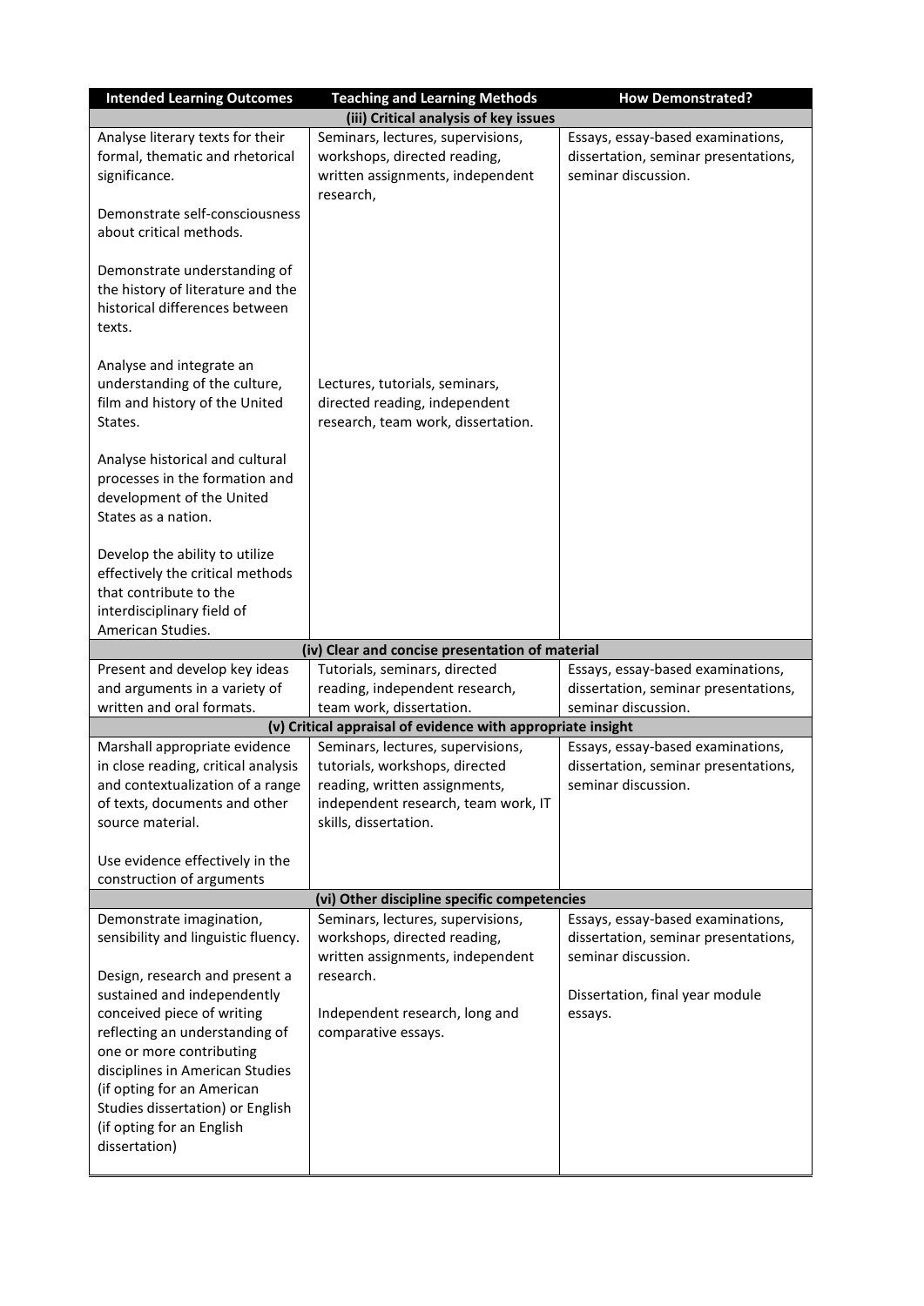| Intended Learning Outcomes | Teaching and Learning Methods | How Demonstrated? |
|---|---|---|
| **(iii) Critical analysis of key issues** | | |
| Analyse literary texts for their formal, thematic and rhetorical significance.<br><br>Demonstrate self-consciousness about critical methods.<br><br>Demonstrate understanding of the history of literature and the historical differences between texts. | Seminars, lectures, supervisions, workshops, directed reading, written assignments, independent research, | Essays, essay-based examinations, dissertation, seminar presentations, seminar discussion. |
| Analyse and integrate an understanding of the culture, film and history of the United States.<br><br>Analyse historical and cultural processes in the formation and development of the United States as a nation.<br><br>Develop the ability to utilize effectively the critical methods that contribute to the interdisciplinary field of American Studies. | Lectures, tutorials, seminars, directed reading, independent research, team work, dissertation. | |
| **(iv) Clear and concise presentation of material** | | |
| Present and develop key ideas and arguments in a variety of written and oral formats. | Tutorials, seminars, directed reading, independent research, team work, dissertation. | Essays, essay-based examinations, dissertation, seminar presentations, seminar discussion. |
| **(v) Critical appraisal of evidence with appropriate insight** | | |
| Marshall appropriate evidence in close reading, critical analysis and contextualization of a range of texts, documents and other source material.<br><br>Use evidence effectively in the construction of arguments | Seminars, lectures, supervisions, tutorials, workshops, directed reading, written assignments, independent research, team work, IT skills, dissertation. | Essays, essay-based examinations, dissertation, seminar presentations, seminar discussion. |
| **(vi) Other discipline specific competencies** | | |
| Demonstrate imagination, sensibility and linguistic fluency. | Seminars, lectures, supervisions, workshops, directed reading, written assignments, independent research. | Essays, essay-based examinations, dissertation, seminar presentations, seminar discussion. |
| Design, research and present a sustained and independently conceived piece of writing reflecting an understanding of one or more contributing disciplines in American Studies (if opting for an American Studies dissertation) or English (if opting for an English dissertation) | Independent research, long and comparative essays. | Dissertation, final year module essays. |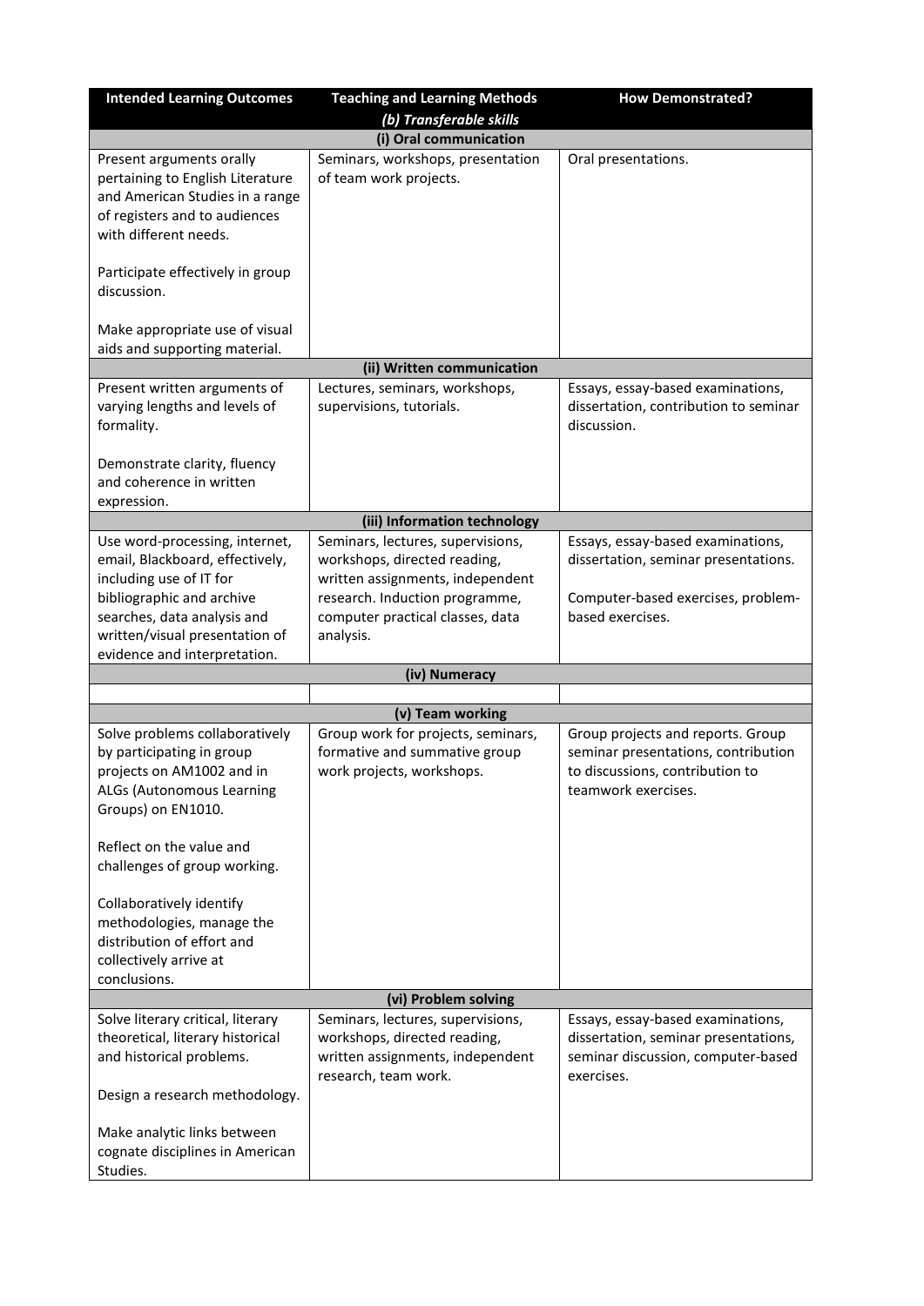| Intended Learning Outcomes | Teaching and Learning Methods | How Demonstrated? |
|---|---|---|
| | ***(b) Transferable skills*** | |
| | **(i) Oral communication** | |
| Present arguments orally pertaining to English Literature and American Studies in a range of registers and to audiences with different needs.<br><br>Participate effectively in group discussion.<br><br>Make appropriate use of visual aids and supporting material. | Seminars, workshops, presentation of team work projects. | Oral presentations. |
| | **(ii) Written communication** | |
| Present written arguments of varying lengths and levels of formality.<br><br>Demonstrate clarity, fluency and coherence in written expression. | Lectures, seminars, workshops, supervisions, tutorials. | Essays, essay-based examinations, dissertation, contribution to seminar discussion. |
| | **(iii) Information technology** | |
| Use word-processing, internet, email, Blackboard, effectively, including use of IT for bibliographic and archive searches, data analysis and written/visual presentation of evidence and interpretation. | Seminars, lectures, supervisions, workshops, directed reading, written assignments, independent research. Induction programme, computer practical classes, data analysis. | Essays, essay-based examinations, dissertation, seminar presentations.<br><br>Computer-based exercises, problem-based exercises. |
| | **(iv) Numeracy** | |
| | | |
| | **(v) Team working** | |
| Solve problems collaboratively by participating in group projects on AM1002 and in ALGs (Autonomous Learning Groups) on EN1010.<br><br>Reflect on the value and challenges of group working.<br><br>Collaboratively identify methodologies, manage the distribution of effort and collectively arrive at conclusions. | Group work for projects, seminars, formative and summative group work projects, workshops. | Group projects and reports. Group seminar presentations, contribution to discussions, contribution to teamwork exercises. |
| | **(vi) Problem solving** | |
| Solve literary critical, literary theoretical, literary historical and historical problems.<br><br>Design a research methodology.<br><br>Make analytic links between cognate disciplines in American Studies. | Seminars, lectures, supervisions, workshops, directed reading, written assignments, independent research, team work. | Essays, essay-based examinations, dissertation, seminar presentations, seminar discussion, computer-based exercises. |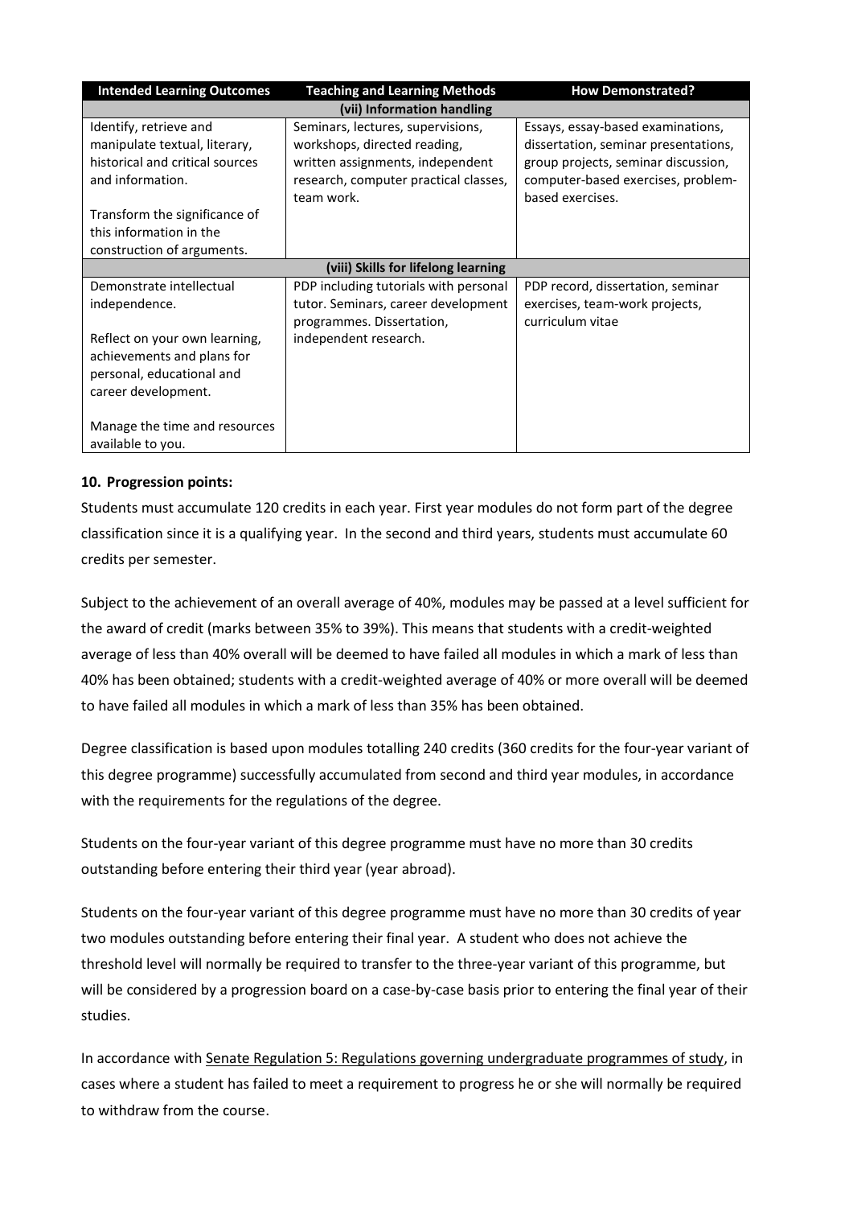| Intended Learning Outcomes | Teaching and Learning Methods | How Demonstrated? |
|---|---|---|
| **(vii) Information handling** | | |
| Identify, retrieve and manipulate textual, literary, historical and critical sources and information.<br><br>Transform the significance of this information in the construction of arguments. | Seminars, lectures, supervisions, workshops, directed reading, written assignments, independent research, computer practical classes, team work. | Essays, essay-based examinations, dissertation, seminar presentations, group projects, seminar discussion, computer-based exercises, problem-based exercises. |
| **(viii) Skills for lifelong learning** | | |
| Demonstrate intellectual independence.<br><br>Reflect on your own learning, achievements and plans for personal, educational and career development.<br><br>Manage the time and resources available to you. | PDP including tutorials with personal tutor. Seminars, career development programmes. Dissertation, independent research. | PDP record, dissertation, seminar exercises, team-work projects, curriculum vitae |

**10. Progression points:**

Students must accumulate 120 credits in each year. First year modules do not form part of the degree classification since it is a qualifying year. In the second and third years, students must accumulate 60 credits per semester.

Subject to the achievement of an overall average of 40%, modules may be passed at a level sufficient for the award of credit (marks between 35% to 39%). This means that students with a credit-weighted average of less than 40% overall will be deemed to have failed all modules in which a mark of less than 40% has been obtained; students with a credit-weighted average of 40% or more overall will be deemed to have failed all modules in which a mark of less than 35% has been obtained.

Degree classification is based upon modules totalling 240 credits (360 credits for the four-year variant of this degree programme) successfully accumulated from second and third year modules, in accordance with the requirements for the regulations of the degree.

Students on the four-year variant of this degree programme must have no more than 30 credits outstanding before entering their third year (year abroad).

Students on the four-year variant of this degree programme must have no more than 30 credits of year two modules outstanding before entering their final year. A student who does not achieve the threshold level will normally be required to transfer to the three-year variant of this programme, but will be considered by a progression board on a case-by-case basis prior to entering the final year of their studies.

In accordance with Senate Regulation 5: Regulations governing undergraduate programmes of study, in cases where a student has failed to meet a requirement to progress he or she will normally be required to withdraw from the course.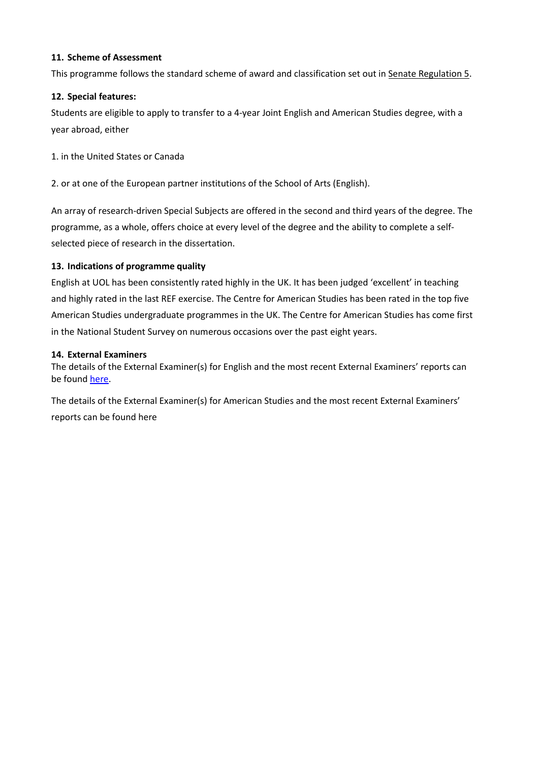### 11. Scheme of Assessment

This programme follows the standard scheme of award and classification set out in Senate Regulation 5.

### 12. Special features:

Students are eligible to apply to transfer to a 4-year Joint English and American Studies degree, with a year abroad, either

1. in the United States or Canada

2. or at one of the European partner institutions of the School of Arts (English).

An array of research-driven Special Subjects are offered in the second and third years of the degree. The programme, as a whole, offers choice at every level of the degree and the ability to complete a self-selected piece of research in the dissertation.

### 13. Indications of programme quality

English at UOL has been consistently rated highly in the UK. It has been judged 'excellent' in teaching and highly rated in the last REF exercise. The Centre for American Studies has been rated in the top five American Studies undergraduate programmes in the UK. The Centre for American Studies has come first in the National Student Survey on numerous occasions over the past eight years.

### 14. External Examiners

The details of the External Examiner(s) for English and the most recent External Examiners' reports can be found here.

The details of the External Examiner(s) for American Studies and the most recent External Examiners' reports can be found here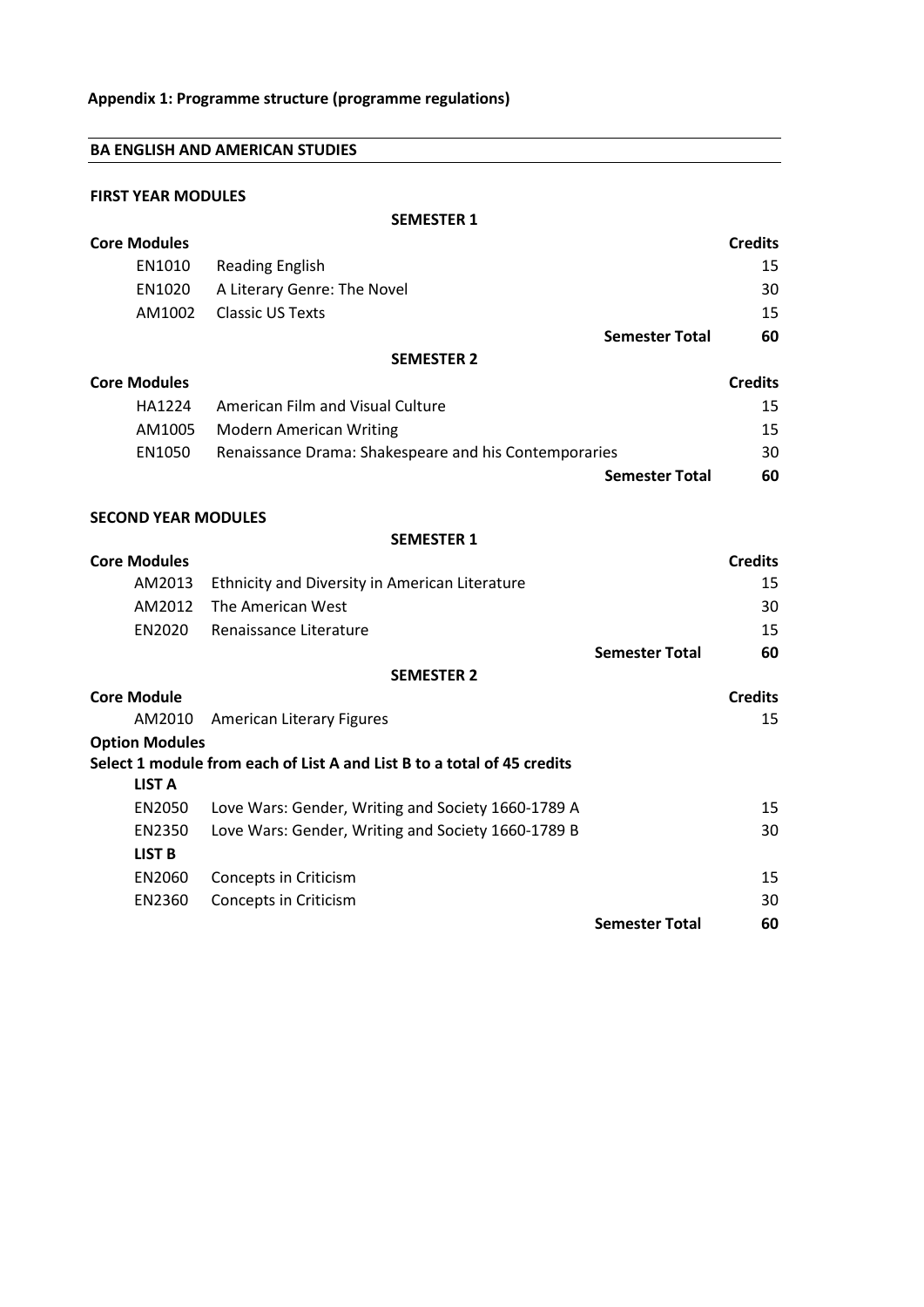**Appendix 1: Programme structure (programme regulations)**

## BA ENGLISH AND AMERICAN STUDIES

### FIRST YEAR MODULES

**SEMESTER 1**

| **Core Modules** | | **Credits** |
|---|---|---|
| EN1010 | Reading English | 15 |
| EN1020 | A Literary Genre: The Novel | 30 |
| AM1002 | Classic US Texts | 15 |
| | **Semester Total** | **60** |

**SEMESTER 2**

| **Core Modules** | | **Credits** |
|---|---|---|
| HA1224 | American Film and Visual Culture | 15 |
| AM1005 | Modern American Writing | 15 |
| EN1050 | Renaissance Drama: Shakespeare and his Contemporaries | 30 |
| | **Semester Total** | **60** |

### SECOND YEAR MODULES

**SEMESTER 1**

| **Core Modules** | | **Credits** |
|---|---|---|
| AM2013 | Ethnicity and Diversity in American Literature | 15 |
| AM2012 | The American West | 30 |
| EN2020 | Renaissance Literature | 15 |
| | **Semester Total** | **60** |

**SEMESTER 2**

| **Core Module** | | **Credits** |
|---|---|---|
| AM2010 | American Literary Figures | 15 |
| **Option Modules** | | |
| **Select 1 module from each of List A and List B to a total of 45 credits** | | |
| **LIST A** | | |
| EN2050 | Love Wars: Gender, Writing and Society 1660-1789 A | 15 |
| EN2350 | Love Wars: Gender, Writing and Society 1660-1789 B | 30 |
| **LIST B** | | |
| EN2060 | Concepts in Criticism | 15 |
| EN2360 | Concepts in Criticism | 30 |
| | **Semester Total** | **60** |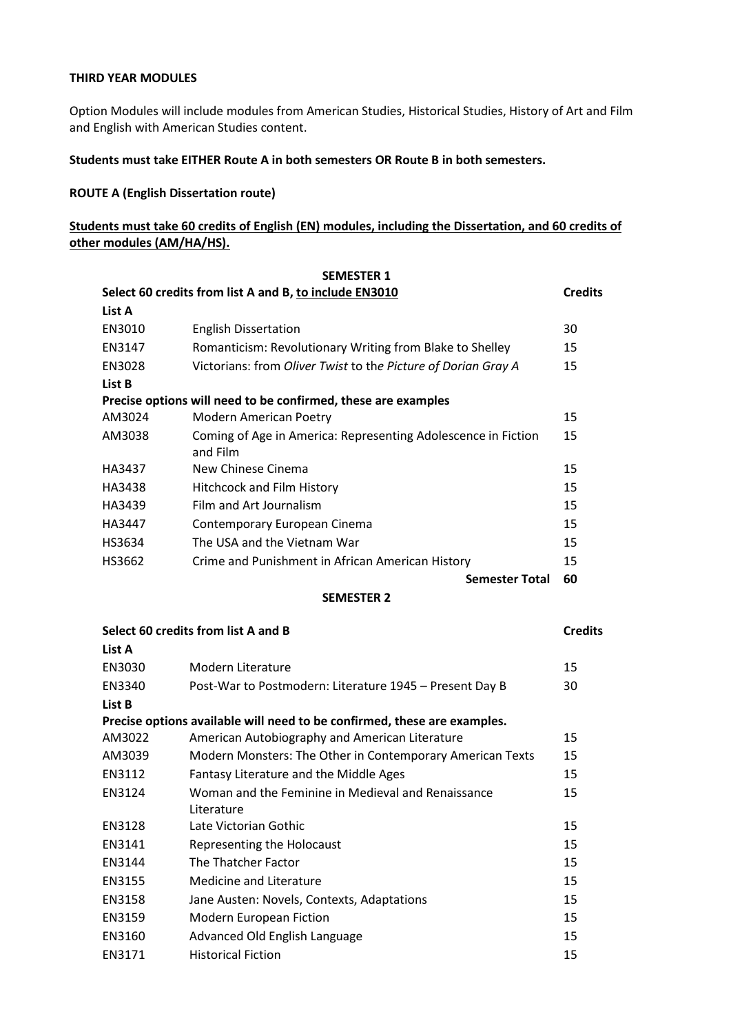**THIRD YEAR MODULES**

Option Modules will include modules from American Studies, Historical Studies, History of Art and Film and English with American Studies content.

**Students must take EITHER Route A in both semesters OR Route B in both semesters.**

**ROUTE A (English Dissertation route)**

**Students must take 60 credits of English (EN) modules, including the Dissertation, and 60 credits of other modules (AM/HA/HS).**

| **SEMESTER 1** | | |
|---|---|---|
| **Select 60 credits from list A and B, to include EN3010** | | **Credits** |
| **List A** | | |
| EN3010 | English Dissertation | 30 |
| EN3147 | Romanticism: Revolutionary Writing from Blake to Shelley | 15 |
| EN3028 | Victorians: from *Oliver Twist* to the *Picture of Dorian Gray A* | 15 |
| **List B** | | |
| **Precise options will need to be confirmed, these are examples** | | |
| AM3024 | Modern American Poetry | 15 |
| AM3038 | Coming of Age in America: Representing Adolescence in Fiction and Film | 15 |
| HA3437 | New Chinese Cinema | 15 |
| HA3438 | Hitchcock and Film History | 15 |
| HA3439 | Film and Art Journalism | 15 |
| HA3447 | Contemporary European Cinema | 15 |
| HS3634 | The USA and the Vietnam War | 15 |
| HS3662 | Crime and Punishment in African American History | 15 |
| | **Semester Total** | **60** |

| **SEMESTER 2** | | |
|---|---|---|
| **Select 60 credits from list A and B** | | **Credits** |
| **List A** | | |
| EN3030 | Modern Literature | 15 |
| EN3340 | Post-War to Postmodern: Literature 1945 – Present Day B | 30 |
| **List B** | | |
| **Precise options available will need to be confirmed, these are examples.** | | |
| AM3022 | American Autobiography and American Literature | 15 |
| AM3039 | Modern Monsters: The Other in Contemporary American Texts | 15 |
| EN3112 | Fantasy Literature and the Middle Ages | 15 |
| EN3124 | Woman and the Feminine in Medieval and Renaissance Literature | 15 |
| EN3128 | Late Victorian Gothic | 15 |
| EN3141 | Representing the Holocaust | 15 |
| EN3144 | The Thatcher Factor | 15 |
| EN3155 | Medicine and Literature | 15 |
| EN3158 | Jane Austen: Novels, Contexts, Adaptations | 15 |
| EN3159 | Modern European Fiction | 15 |
| EN3160 | Advanced Old English Language | 15 |
| EN3171 | Historical Fiction | 15 |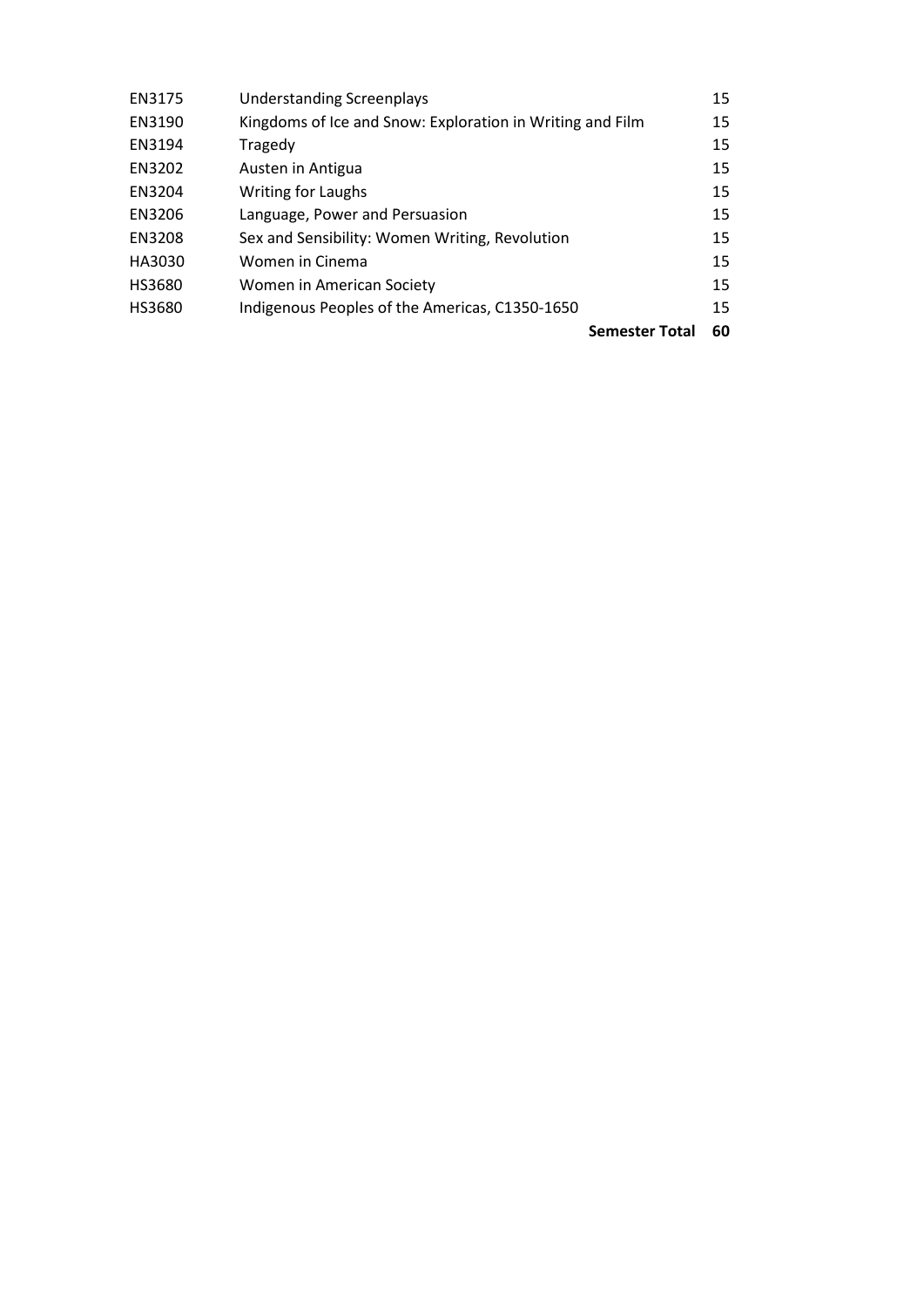| | | |
|---|---|---|
| EN3175 | Understanding Screenplays | 15 |
| EN3190 | Kingdoms of Ice and Snow: Exploration in Writing and Film | 15 |
| EN3194 | Tragedy | 15 |
| EN3202 | Austen in Antigua | 15 |
| EN3204 | Writing for Laughs | 15 |
| EN3206 | Language, Power and Persuasion | 15 |
| EN3208 | Sex and Sensibility: Women Writing, Revolution | 15 |
| HA3030 | Women in Cinema | 15 |
| HS3680 | Women in American Society | 15 |
| HS3680 | Indigenous Peoples of the Americas, C1350-1650 | 15 |
| | **Semester Total** | **60** |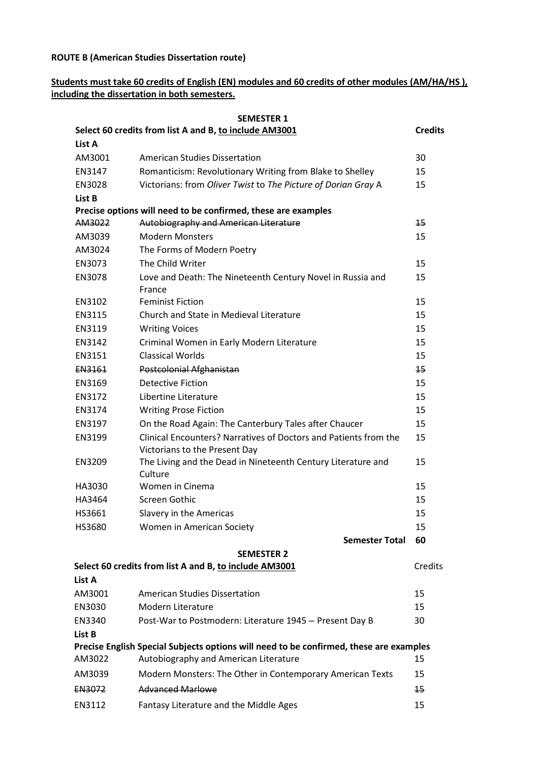**ROUTE B (American Studies Dissertation route)**

**Students must take 60 credits of English (EN) modules and 60 credits of other modules (AM/HA/HS ), including the dissertation in both semesters.**

**SEMESTER 1**

| **Select 60 credits from list A and B, to include AM3001** | | **Credits** |
|---|---|---|
| **List A** | | |
| AM3001 | American Studies Dissertation | 30 |
| EN3147 | Romanticism: Revolutionary Writing from Blake to Shelley | 15 |
| EN3028 | Victorians: from *Oliver Twist* to *The Picture of Dorian Gray* A | 15 |
| **List B** | | |
| **Precise options will need to be confirmed, these are examples** | | |
| ~~AM3022~~ | ~~Autobiography and American Literature~~ | ~~15~~ |
| AM3039 | Modern Monsters | 15 |
| AM3024 | The Forms of Modern Poetry | |
| EN3073 | The Child Writer | 15 |
| EN3078 | Love and Death: The Nineteenth Century Novel in Russia and France | 15 |
| EN3102 | Feminist Fiction | 15 |
| EN3115 | Church and State in Medieval Literature | 15 |
| EN3119 | Writing Voices | 15 |
| EN3142 | Criminal Women in Early Modern Literature | 15 |
| EN3151 | Classical Worlds | 15 |
| ~~EN3161~~ | ~~Postcolonial Afghanistan~~ | ~~15~~ |
| EN3169 | Detective Fiction | 15 |
| EN3172 | Libertine Literature | 15 |
| EN3174 | Writing Prose Fiction | 15 |
| EN3197 | On the Road Again: The Canterbury Tales after Chaucer | 15 |
| EN3199 | Clinical Encounters? Narratives of Doctors and Patients from the Victorians to the Present Day | 15 |
| EN3209 | The Living and the Dead in Nineteenth Century Literature and Culture | 15 |
| HA3030 | Women in Cinema | 15 |
| HA3464 | Screen Gothic | 15 |
| HS3661 | Slavery in the Americas | 15 |
| HS3680 | Women in American Society | 15 |
| | **Semester Total** | **60** |

**SEMESTER 2**

| **Select 60 credits from list A and B, to include AM3001** | | Credits |
|---|---|---|
| **List A** | | |
| AM3001 | American Studies Dissertation | 15 |
| EN3030 | Modern Literature | 15 |
| EN3340 | Post-War to Postmodern: Literature 1945 – Present Day B | 30 |
| **List B** | | |
| **Precise English Special Subjects options will need to be confirmed, these are examples** | | |
| AM3022 | Autobiography and American Literature | 15 |
| AM3039 | Modern Monsters: The Other in Contemporary American Texts | 15 |
| ~~EN3072~~ | ~~Advanced Marlowe~~ | ~~15~~ |
| EN3112 | Fantasy Literature and the Middle Ages | 15 |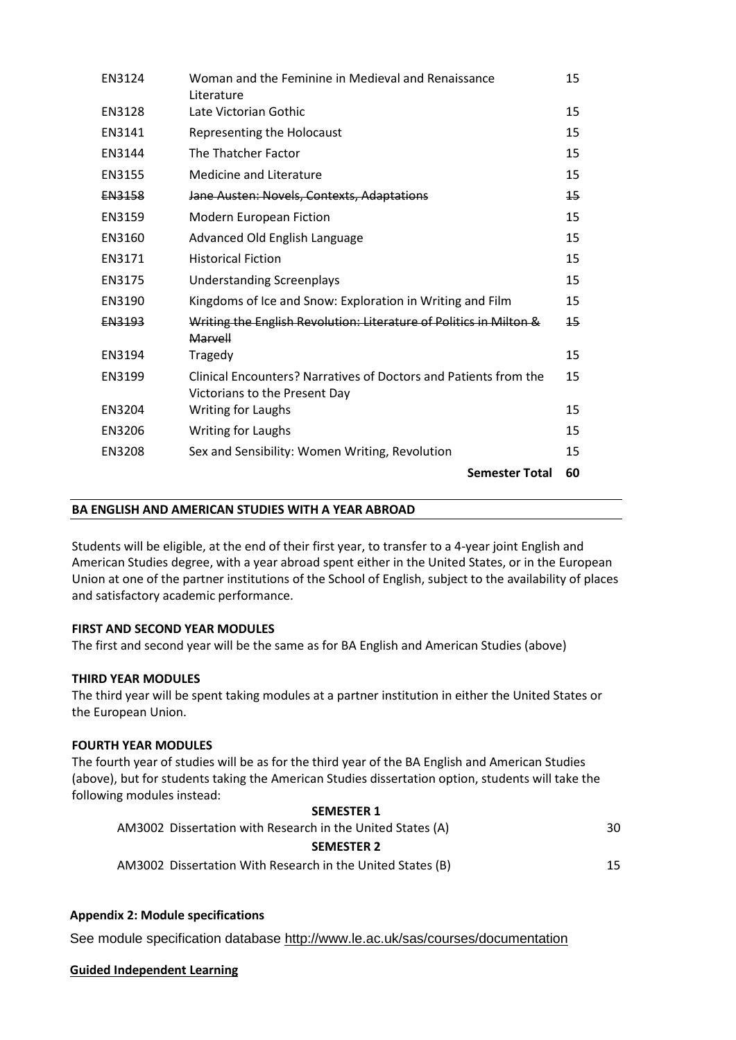| | | |
|---|---|---|
| EN3124 | Woman and the Feminine in Medieval and Renaissance Literature | 15 |
| EN3128 | Late Victorian Gothic | 15 |
| EN3141 | Representing the Holocaust | 15 |
| EN3144 | The Thatcher Factor | 15 |
| EN3155 | Medicine and Literature | 15 |
| ~~EN3158~~ | ~~Jane Austen: Novels, Contexts, Adaptations~~ | ~~15~~ |
| EN3159 | Modern European Fiction | 15 |
| EN3160 | Advanced Old English Language | 15 |
| EN3171 | Historical Fiction | 15 |
| EN3175 | Understanding Screenplays | 15 |
| EN3190 | Kingdoms of Ice and Snow: Exploration in Writing and Film | 15 |
| ~~EN3193~~ | ~~Writing the English Revolution: Literature of Politics in Milton & Marvell~~ | ~~15~~ |
| EN3194 | Tragedy | 15 |
| EN3199 | Clinical Encounters? Narratives of Doctors and Patients from the Victorians to the Present Day | 15 |
| EN3204 | Writing for Laughs | 15 |
| EN3206 | Writing for Laughs | 15 |
| EN3208 | Sex and Sensibility: Women Writing, Revolution | 15 |
| | **Semester Total** | **60** |

**BA ENGLISH AND AMERICAN STUDIES WITH A YEAR ABROAD**

Students will be eligible, at the end of their first year, to transfer to a 4-year joint English and American Studies degree, with a year abroad spent either in the United States, or in the European Union at one of the partner institutions of the School of English, subject to the availability of places and satisfactory academic performance.

**FIRST AND SECOND YEAR MODULES**

The first and second year will be the same as for BA English and American Studies (above)

**THIRD YEAR MODULES**

The third year will be spent taking modules at a partner institution in either the United States or the European Union.

**FOURTH YEAR MODULES**

The fourth year of studies will be as for the third year of the BA English and American Studies (above), but for students taking the American Studies dissertation option, students will take the following modules instead:

| | |
|---|---|
| **SEMESTER 1** | |
| AM3002 Dissertation with Research in the United States (A) | 30 |
| **SEMESTER 2** | |
| AM3002 Dissertation With Research in the United States (B) | 15 |

**Appendix 2: Module specifications**

See module specification database http://www.le.ac.uk/sas/courses/documentation

**Guided Independent Learning**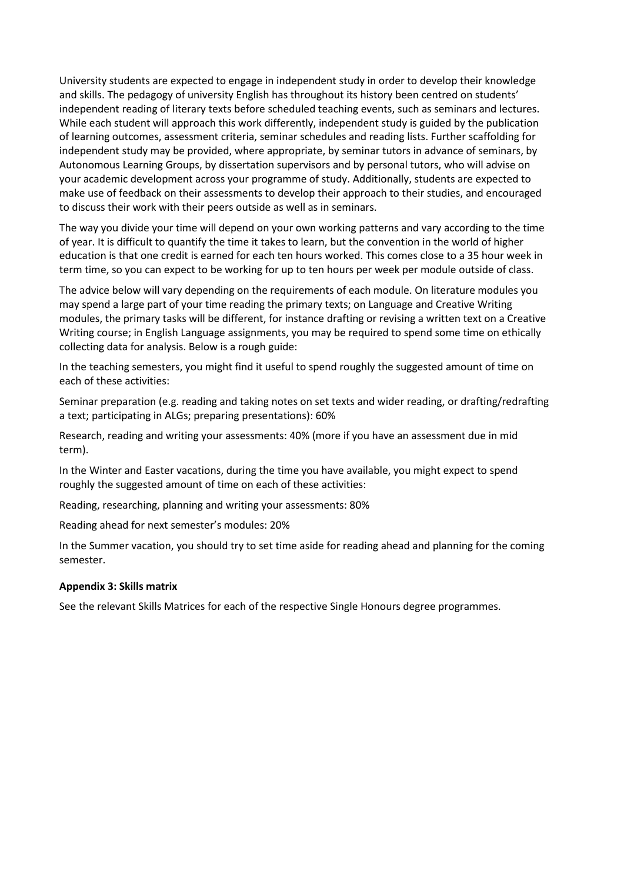University students are expected to engage in independent study in order to develop their knowledge and skills. The pedagogy of university English has throughout its history been centred on students' independent reading of literary texts before scheduled teaching events, such as seminars and lectures. While each student will approach this work differently, independent study is guided by the publication of learning outcomes, assessment criteria, seminar schedules and reading lists. Further scaffolding for independent study may be provided, where appropriate, by seminar tutors in advance of seminars, by Autonomous Learning Groups, by dissertation supervisors and by personal tutors, who will advise on your academic development across your programme of study. Additionally, students are expected to make use of feedback on their assessments to develop their approach to their studies, and encouraged to discuss their work with their peers outside as well as in seminars.

The way you divide your time will depend on your own working patterns and vary according to the time of year. It is difficult to quantify the time it takes to learn, but the convention in the world of higher education is that one credit is earned for each ten hours worked. This comes close to a 35 hour week in term time, so you can expect to be working for up to ten hours per week per module outside of class.

The advice below will vary depending on the requirements of each module. On literature modules you may spend a large part of your time reading the primary texts; on Language and Creative Writing modules, the primary tasks will be different, for instance drafting or revising a written text on a Creative Writing course; in English Language assignments, you may be required to spend some time on ethically collecting data for analysis. Below is a rough guide:

In the teaching semesters, you might find it useful to spend roughly the suggested amount of time on each of these activities:

Seminar preparation (e.g. reading and taking notes on set texts and wider reading, or drafting/redrafting a text; participating in ALGs; preparing presentations): 60%

Research, reading and writing your assessments: 40% (more if you have an assessment due in mid term).

In the Winter and Easter vacations, during the time you have available, you might expect to spend roughly the suggested amount of time on each of these activities:

Reading, researching, planning and writing your assessments: 80%

Reading ahead for next semester's modules: 20%

In the Summer vacation, you should try to set time aside for reading ahead and planning for the coming semester.

**Appendix 3: Skills matrix**

See the relevant Skills Matrices for each of the respective Single Honours degree programmes.